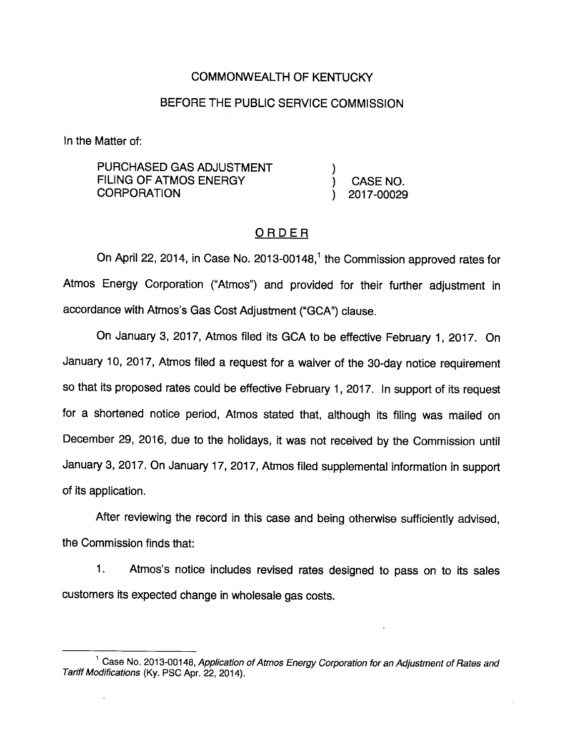COMMONWEALTH OF KENTUCKY

BEFORE THE PUBLIC SERVICE COMMISSION

In the Matter of:

| | | |
|---|---|---|
| PURCHASED GAS ADJUSTMENT FILING OF ATMOS ENERGY CORPORATION | ) ) ) | CASE NO. 2017-00029 |

ORDER

On April 22, 2014, in Case No. 2013-00148,[1] the Commission approved rates for Atmos Energy Corporation ("Atmos") and provided for their further adjustment in accordance with Atmos's Gas Cost Adjustment ("GCA") clause.

On January 3, 2017, Atmos filed its GCA to be effective February 1, 2017. On January 10, 2017, Atmos filed a request for a waiver of the 30-day notice requirement so that its proposed rates could be effective February 1, 2017. In support of its request for a shortened notice period, Atmos stated that, although its filing was mailed on December 29, 2016, due to the holidays, it was not received by the Commission until January 3, 2017. On January 17, 2017, Atmos filed supplemental information in support of its application.

After reviewing the record in this case and being otherwise sufficiently advised, the Commission finds that:

1. Atmos's notice includes revised rates designed to pass on to its sales customers its expected change in wholesale gas costs.

---

[1] Case No. 2013-00148, *Application of Atmos Energy Corporation for an Adjustment of Rates and Tariff Modifications* (Ky. PSC Apr. 22, 2014).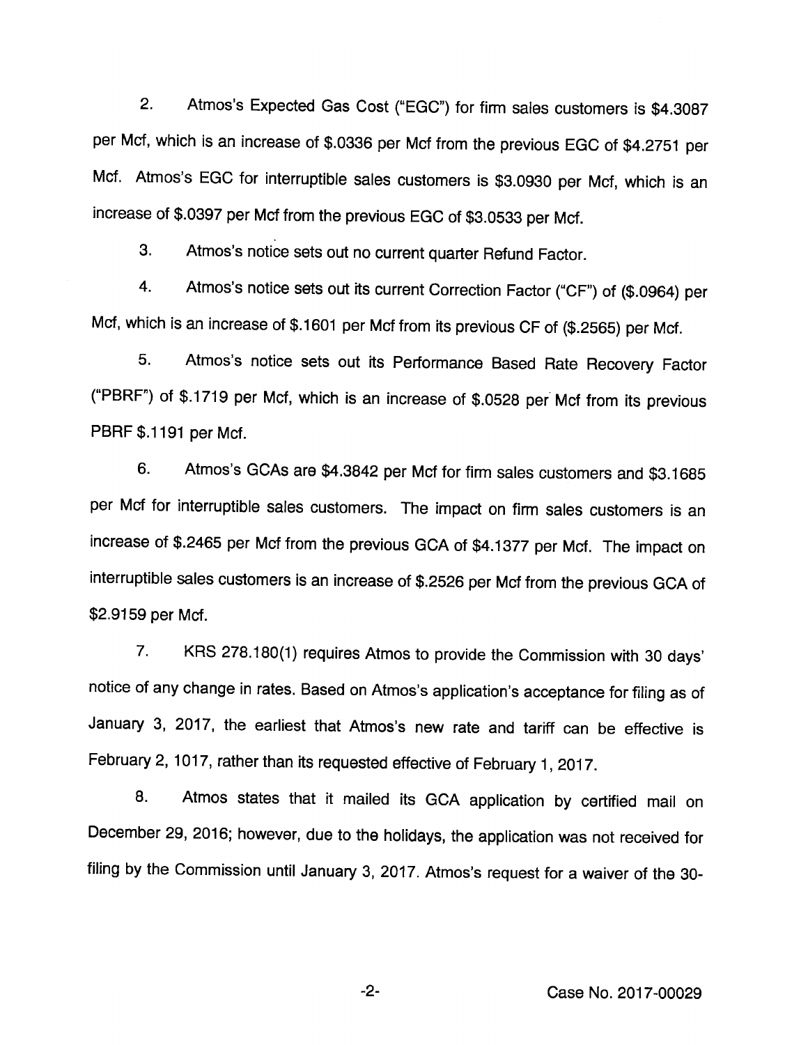2. Atmos's Expected Gas Cost ("EGC") for firm sales customers is $4.3087 per Mcf, which is an increase of $.0336 per Mcf from the previous EGC of $4.2751 per Mcf. Atmos's EGC for interruptible sales customers is $3.0930 per Mcf, which is an increase of $.0397 per Mcf from the previous EGC of $3.0533 per Mcf.

3. Atmos's notice sets out no current quarter Refund Factor.

4. Atmos's notice sets out its current Correction Factor ("CF") of ($.0964) per Mcf, which is an increase of $.1601 per Mcf from its previous CF of ($.2565) per Mcf.

5. Atmos's notice sets out its Performance Based Rate Recovery Factor ("PBRF") of $.1719 per Mcf, which is an increase of $.0528 per Mcf from its previous PBRF $.1191 per Mcf.

6. Atmos's GCAs are $4.3842 per Mcf for firm sales customers and $3.1685 per Mcf for interruptible sales customers. The impact on firm sales customers is an increase of $.2465 per Mcf from the previous GCA of $4.1377 per Mcf. The impact on interruptible sales customers is an increase of $.2526 per Mcf from the previous GCA of $2.9159 per Mcf.

7. KRS 278.180(1) requires Atmos to provide the Commission with 30 days' notice of any change in rates. Based on Atmos's application's acceptance for filing as of January 3, 2017, the earliest that Atmos's new rate and tariff can be effective is February 2, 1017, rather than its requested effective of February 1, 2017.

8. Atmos states that it mailed its GCA application by certified mail on December 29, 2016; however, due to the holidays, the application was not received for filing by the Commission until January 3, 2017. Atmos's request for a waiver of the 30-

Case No. 2017-00029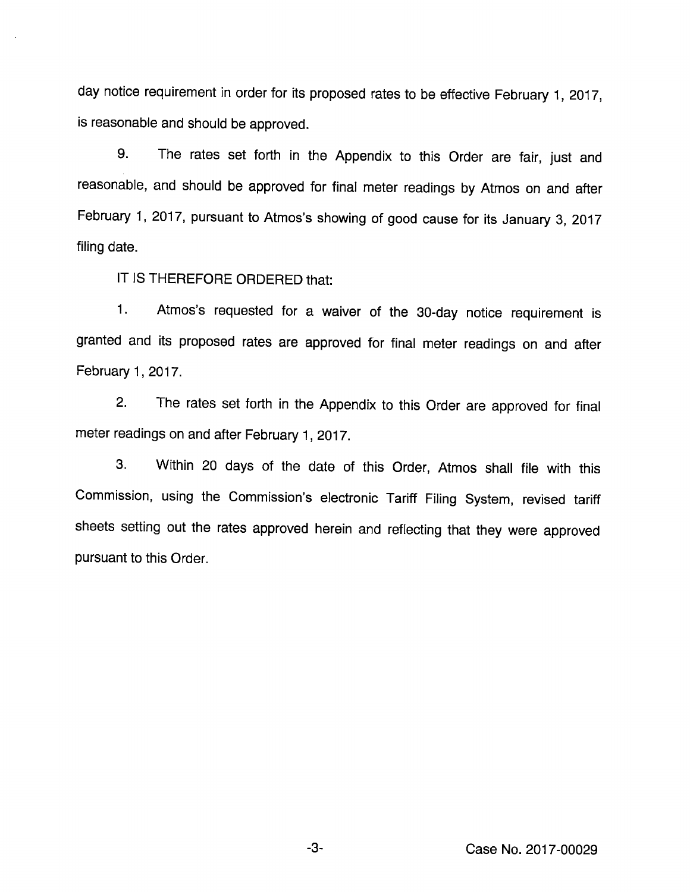day notice requirement in order for its proposed rates to be effective February 1, 2017, is reasonable and should be approved.

9. The rates set forth in the Appendix to this Order are fair, just and reasonable, and should be approved for final meter readings by Atmos on and after February 1, 2017, pursuant to Atmos's showing of good cause for its January 3, 2017 filing date.

IT IS THEREFORE ORDERED that:

1. Atmos's requested for a waiver of the 30-day notice requirement is granted and its proposed rates are approved for final meter readings on and after February 1, 2017.

2. The rates set forth in the Appendix to this Order are approved for final meter readings on and after February 1, 2017.

3. Within 20 days of the date of this Order, Atmos shall file with this Commission, using the Commission's electronic Tariff Filing System, revised tariff sheets setting out the rates approved herein and reflecting that they were approved pursuant to this Order.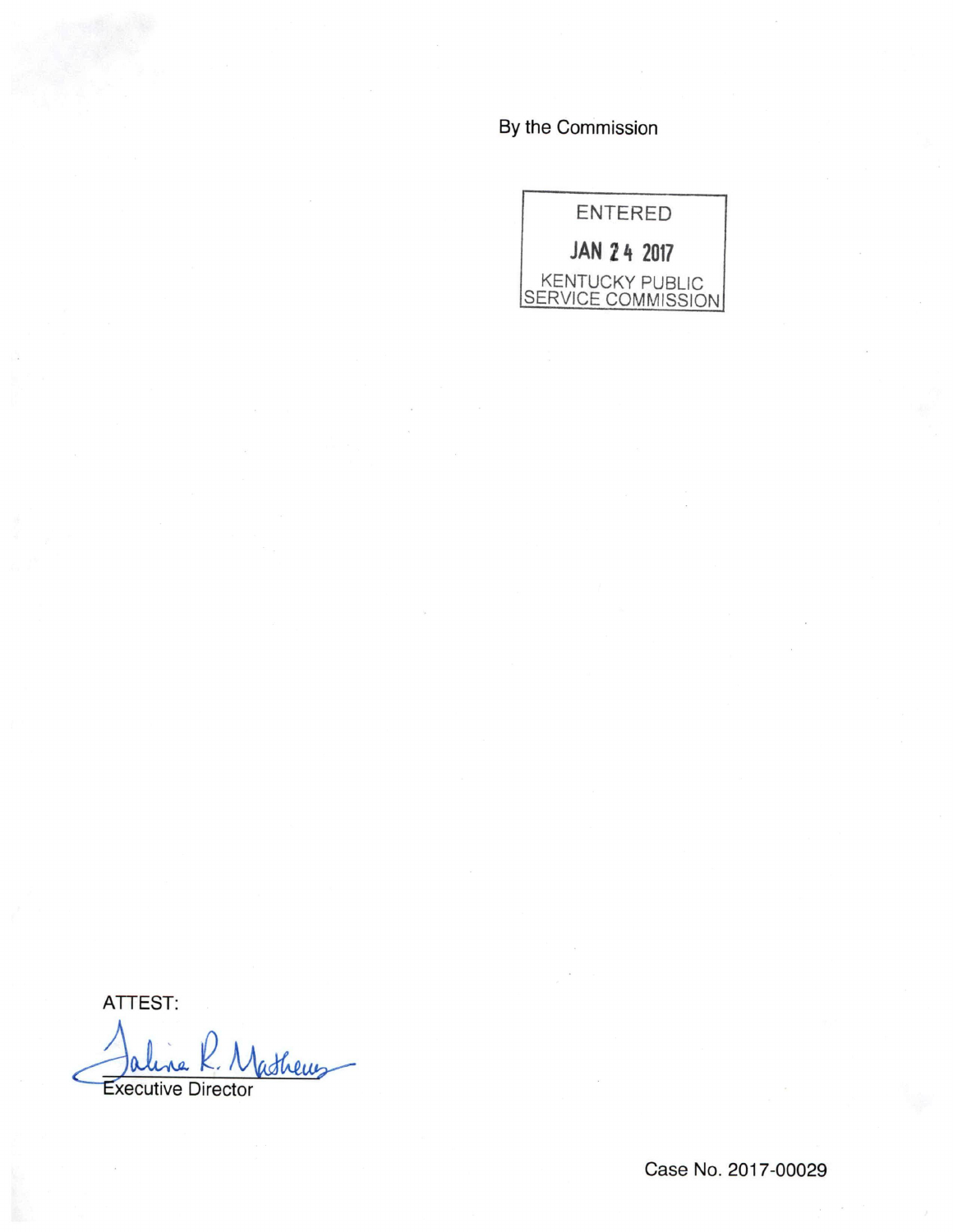By the Commission

ENTERED

JAN 24 2017

KENTUCKY PUBLIC
SERVICE COMMISSION

ATTEST:

Executive Director

Case No. 2017-00029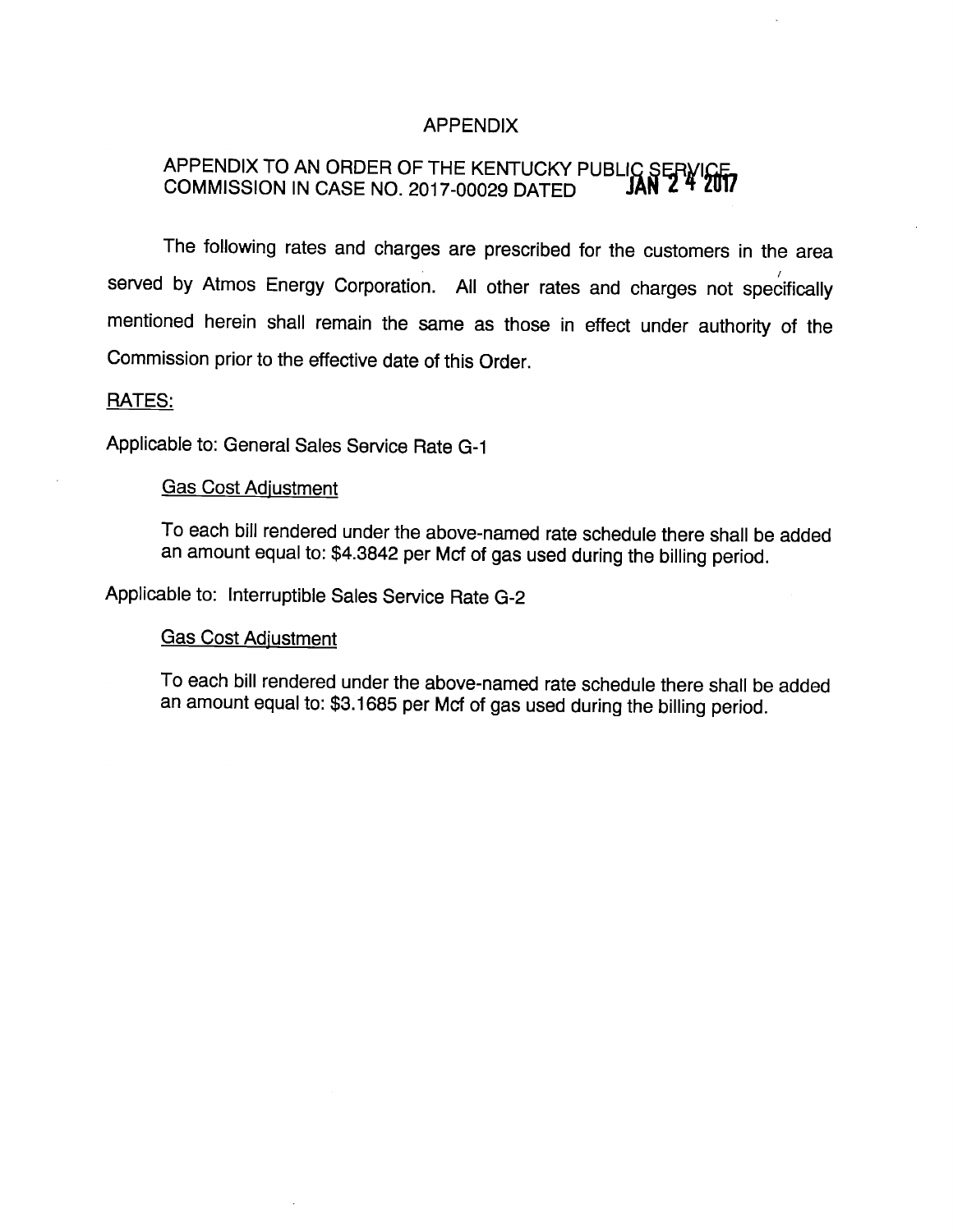# APPENDIX

APPENDIX TO AN ORDER OF THE KENTUCKY PUBLIC SERVICE COMMISSION IN CASE NO. 2017-00029 DATED JAN 24 2017

The following rates and charges are prescribed for the customers in the area served by Atmos Energy Corporation. All other rates and charges not specifically mentioned herein shall remain the same as those in effect under authority of the Commission prior to the effective date of this Order.

RATES:

Applicable to: General Sales Service Rate G-1

Gas Cost Adjustment

To each bill rendered under the above-named rate schedule there shall be added an amount equal to: $4.3842 per Mcf of gas used during the billing period.

Applicable to: Interruptible Sales Service Rate G-2

Gas Cost Adjustment

To each bill rendered under the above-named rate schedule there shall be added an amount equal to: $3.1685 per Mcf of gas used during the billing period.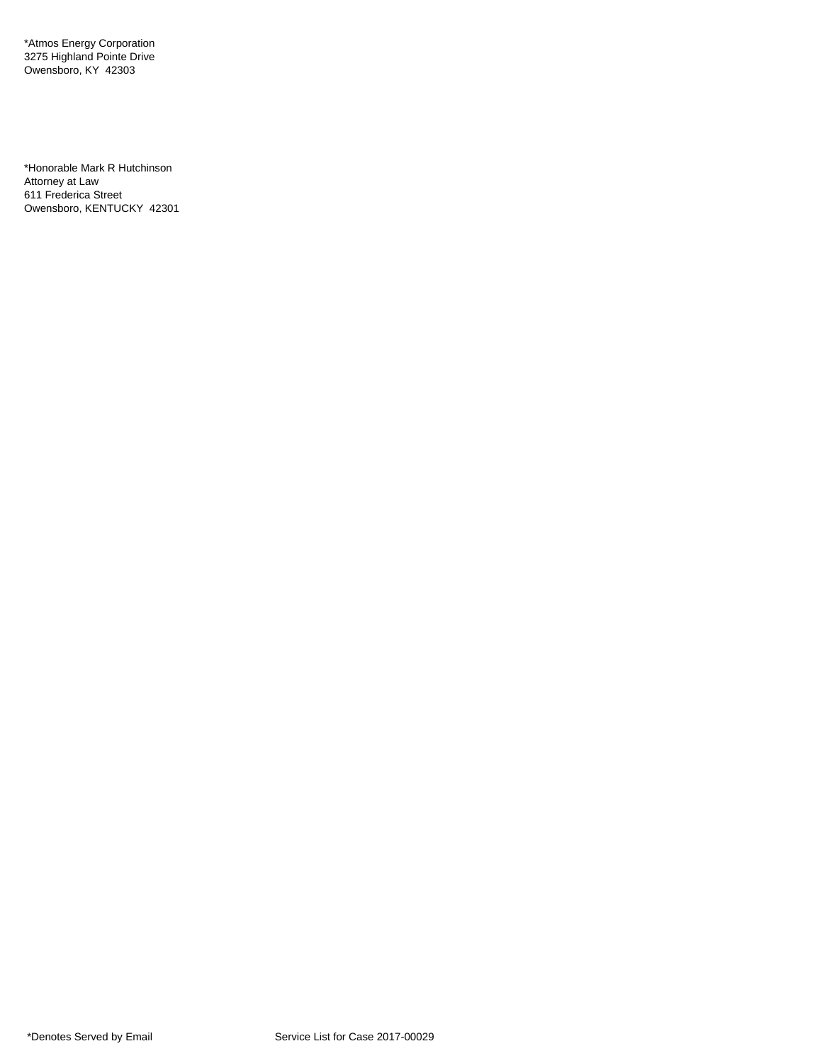*Atmos Energy Corporation
3275 Highland Pointe Drive
Owensboro, KY  42303

*Honorable Mark R Hutchinson
Attorney at Law
611 Frederica Street
Owensboro, KENTUCKY  42301

*Denotes Served by Email

Service List for Case 2017-00029